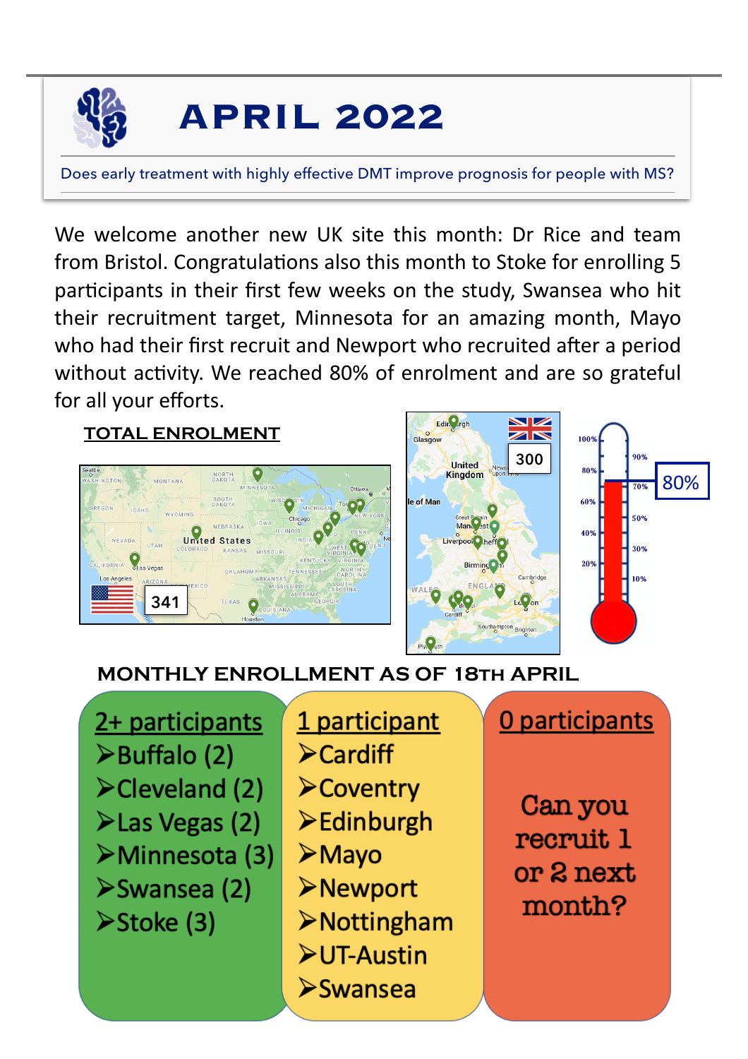# APRIL 2022

Does early treatment with highly effective DMT improve prognosis for people with MS?

We welcome another new UK site this month: Dr Rice and team from Bristol. Congratulations also this month to Stoke for enrolling 5 participants in their first few weeks on the study, Swansea who hit their recruitment target, Minnesota for an amazing month, Mayo who had their first recruit and Newport who recruited after a period without activity. We reached 80% of enrolment and are so grateful for all your efforts.

## TOTAL ENROLMENT

341

300

80%

## MONTHLY ENROLLMENT AS OF 18TH APRIL

**2+ participants**

- Buffalo (2)
- Cleveland (2)
- Las Vegas (2)
- Minnesota (3)
- Swansea (2)
- Stoke (3)

**1 participant**

- Cardiff
- Coventry
- Edinburgh
- Mayo
- Newport
- Nottingham
- UT-Austin
- Swansea

**0 participants**

Can you recruit 1 or 2 next month?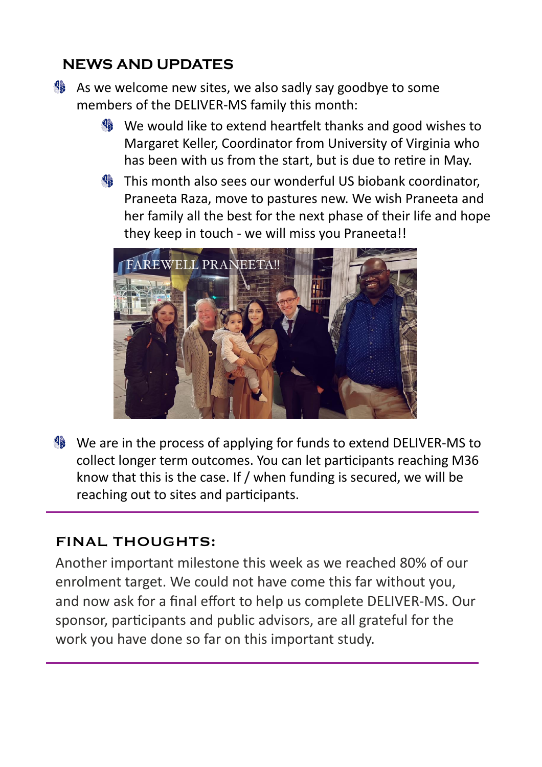## NEWS AND UPDATES

- As we welcome new sites, we also sadly say goodbye to some members of the DELIVER-MS family this month:
  - We would like to extend heartfelt thanks and good wishes to Margaret Keller, Coordinator from University of Virginia who has been with us from the start, but is due to retire in May.
  - This month also sees our wonderful US biobank coordinator, Praneeta Raza, move to pastures new. We wish Praneeta and her family all the best for the next phase of their life and hope they keep in touch - we will miss you Praneeta!!
- We are in the process of applying for funds to extend DELIVER-MS to collect longer term outcomes. You can let participants reaching M36 know that this is the case. If / when funding is secured, we will be reaching out to sites and participants.

## FINAL THOUGHTS:

Another important milestone this week as we reached 80% of our enrolment target. We could not have come this far without you, and now ask for a final effort to help us complete DELIVER-MS. Our sponsor, participants and public advisors, are all grateful for the work you have done so far on this important study.